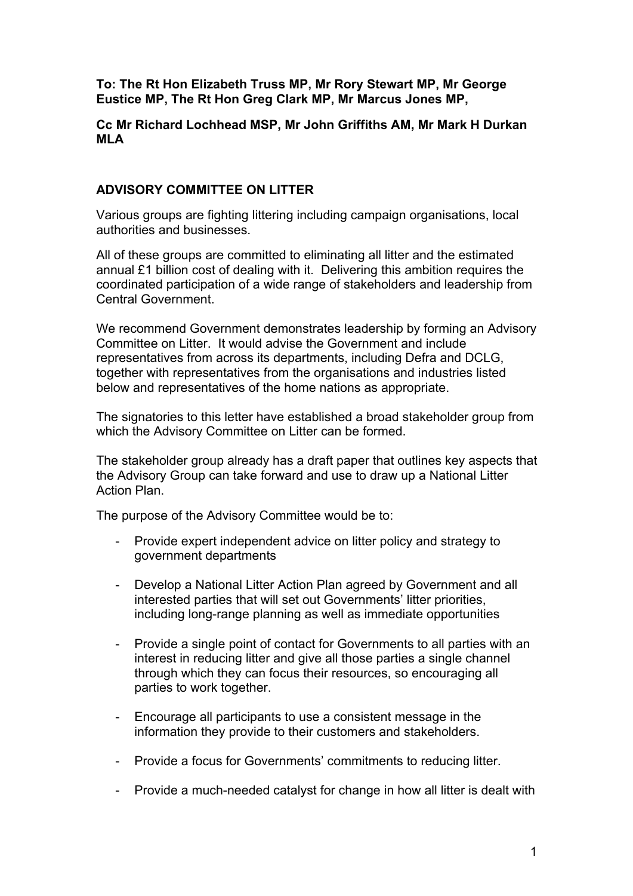**To: The Rt Hon Elizabeth Truss MP, Mr Rory Stewart MP, Mr George Eustice MP, The Rt Hon Greg Clark MP, Mr Marcus Jones MP,**

**Cc Mr Richard Lochhead MSP, Mr John Griffiths AM, Mr Mark H Durkan MLA**

## ADVISORY COMMITTEE ON LITTER

Various groups are fighting littering including campaign organisations, local authorities and businesses.

All of these groups are committed to eliminating all litter and the estimated annual £1 billion cost of dealing with it. Delivering this ambition requires the coordinated participation of a wide range of stakeholders and leadership from Central Government.

We recommend Government demonstrates leadership by forming an Advisory Committee on Litter. It would advise the Government and include representatives from across its departments, including Defra and DCLG, together with representatives from the organisations and industries listed below and representatives of the home nations as appropriate.

The signatories to this letter have established a broad stakeholder group from which the Advisory Committee on Litter can be formed.

The stakeholder group already has a draft paper that outlines key aspects that the Advisory Group can take forward and use to draw up a National Litter Action Plan.

The purpose of the Advisory Committee would be to:

- Provide expert independent advice on litter policy and strategy to government departments
- Develop a National Litter Action Plan agreed by Government and all interested parties that will set out Governments' litter priorities, including long-range planning as well as immediate opportunities
- Provide a single point of contact for Governments to all parties with an interest in reducing litter and give all those parties a single channel through which they can focus their resources, so encouraging all parties to work together.
- Encourage all participants to use a consistent message in the information they provide to their customers and stakeholders.
- Provide a focus for Governments' commitments to reducing litter.
- Provide a much-needed catalyst for change in how all litter is dealt with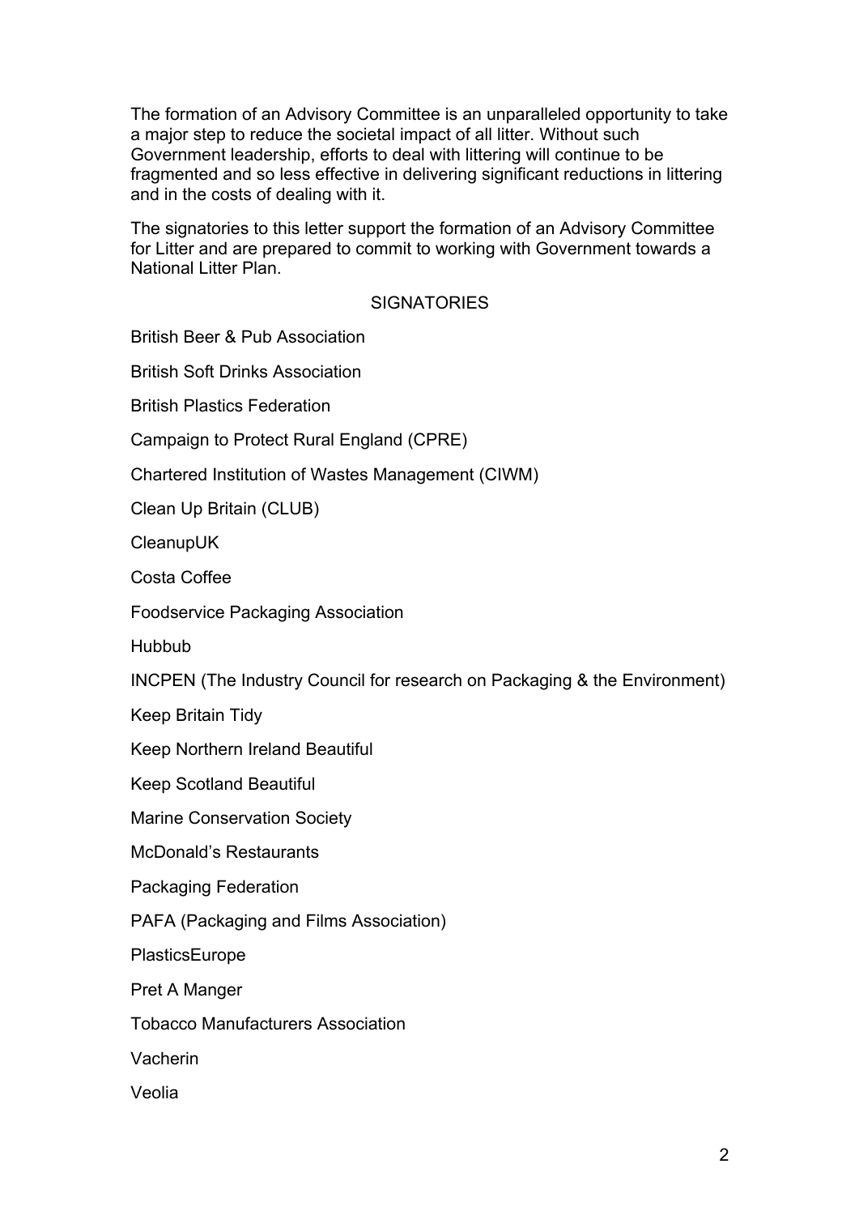The formation of an Advisory Committee is an unparalleled opportunity to take a major step to reduce the societal impact of all litter. Without such Government leadership, efforts to deal with littering will continue to be fragmented and so less effective in delivering significant reductions in littering and in the costs of dealing with it.

The signatories to this letter support the formation of an Advisory Committee for Litter and are prepared to commit to working with Government towards a National Litter Plan.

## SIGNATORIES

British Beer & Pub Association

British Soft Drinks Association

British Plastics Federation

Campaign to Protect Rural England (CPRE)

Chartered Institution of Wastes Management (CIWM)

Clean Up Britain (CLUB)

CleanupUK

Costa Coffee

Foodservice Packaging Association

Hubbub

INCPEN (The Industry Council for research on Packaging & the Environment)

Keep Britain Tidy

Keep Northern Ireland Beautiful

Keep Scotland Beautiful

Marine Conservation Society

McDonald's Restaurants

Packaging Federation

PAFA (Packaging and Films Association)

PlasticsEurope

Pret A Manger

Tobacco Manufacturers Association

Vacherin

Veolia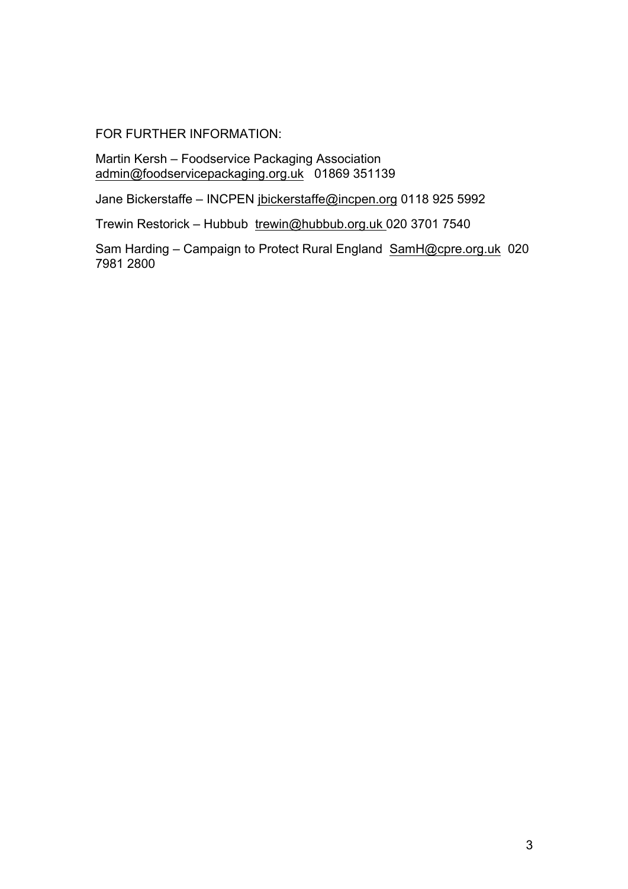FOR FURTHER INFORMATION:

Martin Kersh – Foodservice Packaging Association admin@foodservicepackaging.org.uk 01869 351139

Jane Bickerstaffe – INCPEN jbickerstaffe@incpen.org 0118 925 5992

Trewin Restorick – Hubbub trewin@hubbub.org.uk 020 3701 7540

Sam Harding – Campaign to Protect Rural England SamH@cpre.org.uk 020 7981 2800